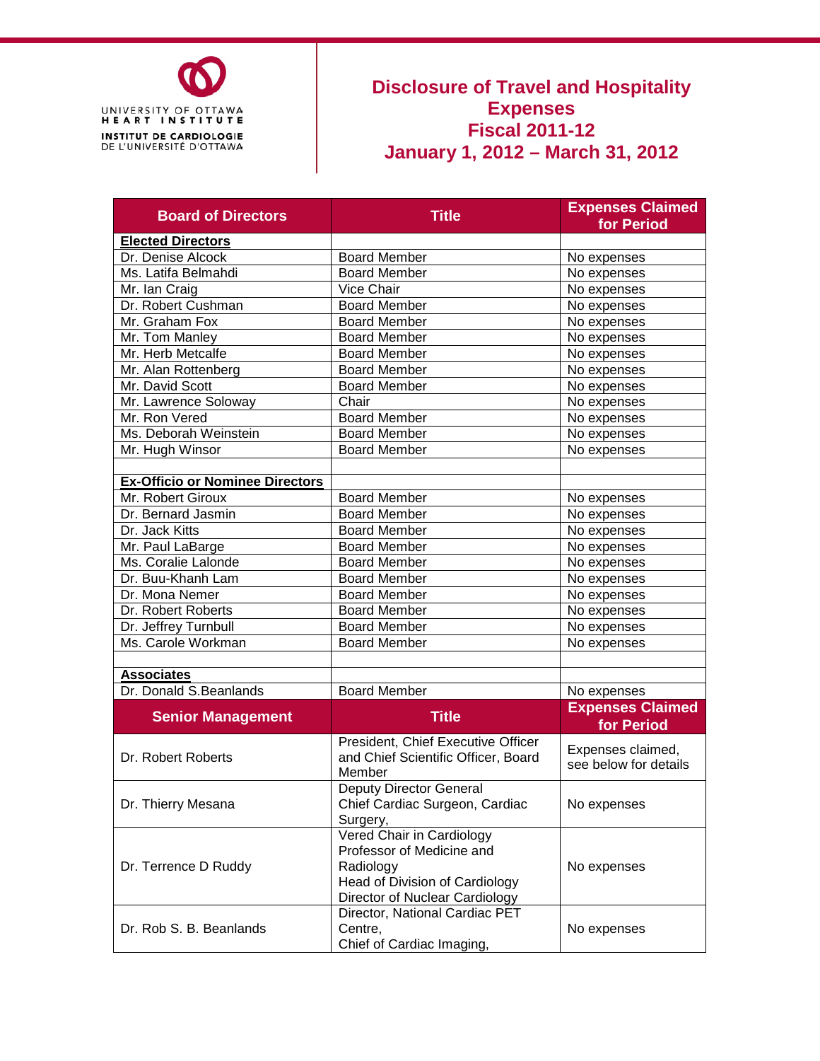UNIVERSITY OF OTTAWA HEART INSTITUTE

INSTITUT DE CARDIOLOGIE DE L'UNIVERSITÉ D'OTTAWA

# Disclosure of Travel and Hospitality Expenses
# Fiscal 2011-12
# January 1, 2012 – March 31, 2012

| Board of Directors | Title | Expenses Claimed for Period |
|---|---|---|
| **Elected Directors** | | |
| Dr. Denise Alcock | Board Member | No expenses |
| Ms. Latifa Belmahdi | Board Member | No expenses |
| Mr. Ian Craig | Vice Chair | No expenses |
| Dr. Robert Cushman | Board Member | No expenses |
| Mr. Graham Fox | Board Member | No expenses |
| Mr. Tom Manley | Board Member | No expenses |
| Mr. Herb Metcalfe | Board Member | No expenses |
| Mr. Alan Rottenberg | Board Member | No expenses |
| Mr. David Scott | Board Member | No expenses |
| Mr. Lawrence Soloway | Chair | No expenses |
| Mr. Ron Vered | Board Member | No expenses |
| Ms. Deborah Weinstein | Board Member | No expenses |
| Mr. Hugh Winsor | Board Member | No expenses |
| | | |
| **Ex-Officio or Nominee Directors** | | |
| Mr. Robert Giroux | Board Member | No expenses |
| Dr. Bernard Jasmin | Board Member | No expenses |
| Dr. Jack Kitts | Board Member | No expenses |
| Mr. Paul LaBarge | Board Member | No expenses |
| Ms. Coralie Lalonde | Board Member | No expenses |
| Dr. Buu-Khanh Lam | Board Member | No expenses |
| Dr. Mona Nemer | Board Member | No expenses |
| Dr. Robert Roberts | Board Member | No expenses |
| Dr. Jeffrey Turnbull | Board Member | No expenses |
| Ms. Carole Workman | Board Member | No expenses |
| | | |
| **Associates** | | |
| Dr. Donald S.Beanlands | Board Member | No expenses |

| Senior Management | Title | Expenses Claimed for Period |
|---|---|---|
| Dr. Robert Roberts | President, Chief Executive Officer and Chief Scientific Officer, Board Member | Expenses claimed, see below for details |
| Dr. Thierry Mesana | Deputy Director General<br>Chief Cardiac Surgeon, Cardiac Surgery, | No expenses |
| Dr. Terrence D Ruddy | Vered Chair in Cardiology<br>Professor of Medicine and Radiology<br>Head of Division of Cardiology<br>Director of Nuclear Cardiology | No expenses |
| Dr. Rob S. B. Beanlands | Director, National Cardiac PET Centre,<br>Chief of Cardiac Imaging, | No expenses |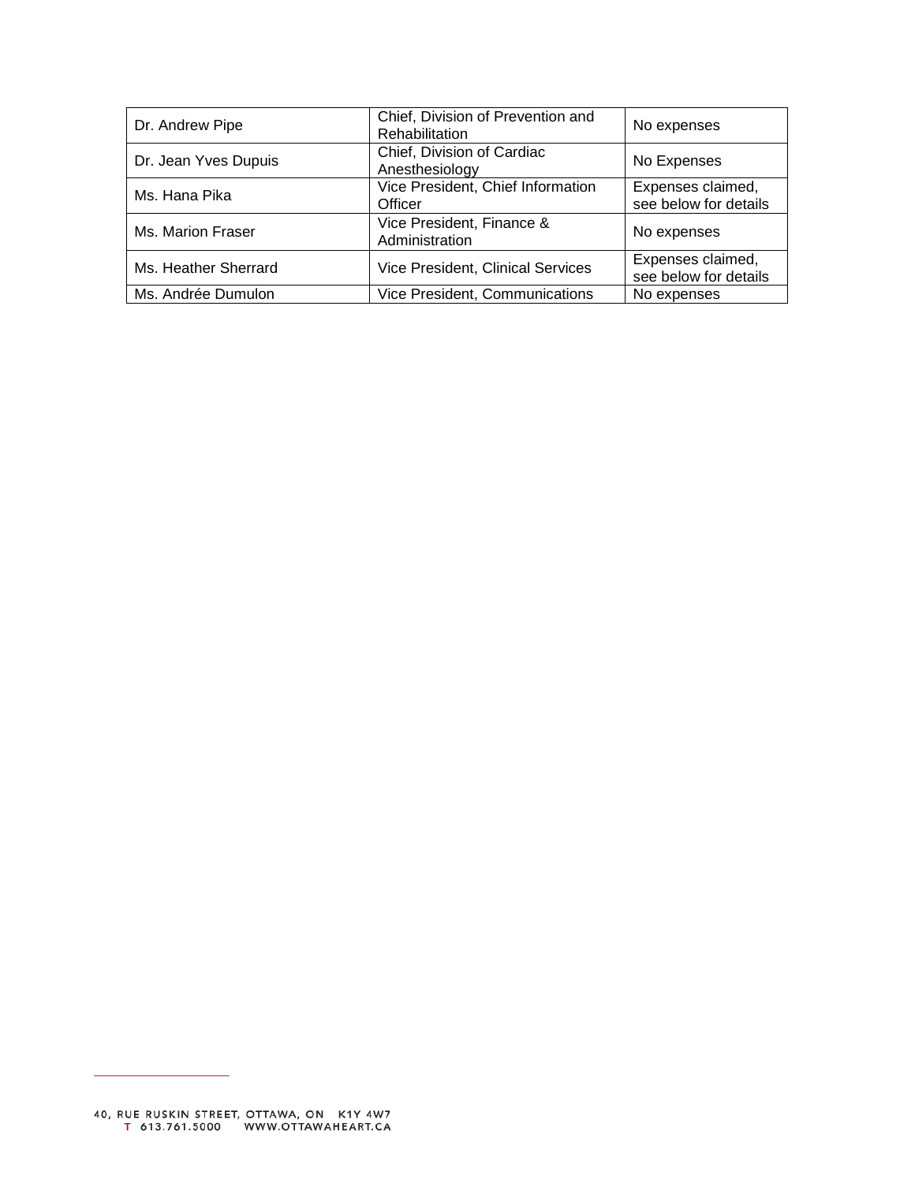| | | |
|---|---|---|
| Dr. Andrew Pipe | Chief, Division of Prevention and Rehabilitation | No expenses |
| Dr. Jean Yves Dupuis | Chief, Division of Cardiac Anesthesiology | No Expenses |
| Ms. Hana Pika | Vice President, Chief Information Officer | Expenses claimed, see below for details |
| Ms. Marion Fraser | Vice President, Finance & Administration | No expenses |
| Ms. Heather Sherrard | Vice President, Clinical Services | Expenses claimed, see below for details |
| Ms. Andrée Dumulon | Vice President, Communications | No expenses |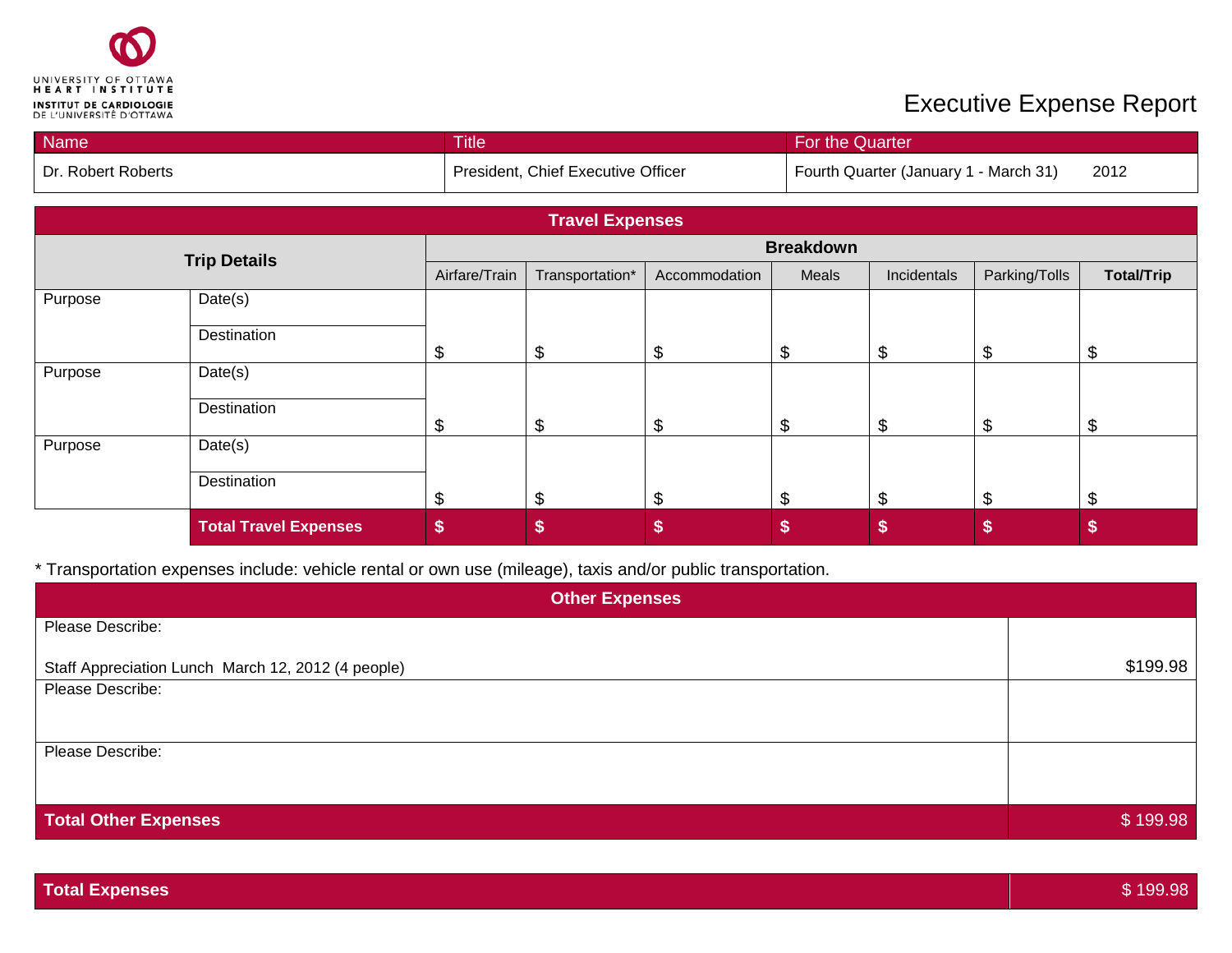UNIVERSITY OF OTTAWA
HEART INSTITUTE
INSTITUT DE CARDIOLOGIE
DE L'UNIVERSITÉ D'OTTAWA

# Executive Expense Report

| Name | Title | For the Quarter |
|---|---|---|
| Dr. Robert Roberts | President, Chief Executive Officer | Fourth Quarter (January 1 - March 31) 2012 |

**Travel Expenses**

| **Trip Details** | | **Breakdown** | | | | | | |
|---|---|---|---|---|---|---|---|---|
| | | Airfare/Train | Transportation* | Accommodation | Meals | Incidentals | Parking/Tolls | **Total/Trip** |
| Purpose | Date(s) / Destination | $ | $ | $ | $ | $ | $ | $ |
| Purpose | Date(s) / Destination | $ | $ | $ | $ | $ | $ | $ |
| Purpose | Date(s) / Destination | $ | $ | $ | $ | $ | $ | $ |
| | **Total Travel Expenses** | **$** | **$** | **$** | **$** | **$** | **$** | **$** |

* Transportation expenses include: vehicle rental or own use (mileage), taxis and/or public transportation.

**Other Expenses**

| Description | Amount |
|---|---|
| Please Describe: Staff Appreciation Lunch March 12, 2012 (4 people) | $199.98 |
| Please Describe: | |
| Please Describe: | |
| **Total Other Expenses** | $ 199.98 |

| **Total Expenses** | $ 199.98 |
|---|---|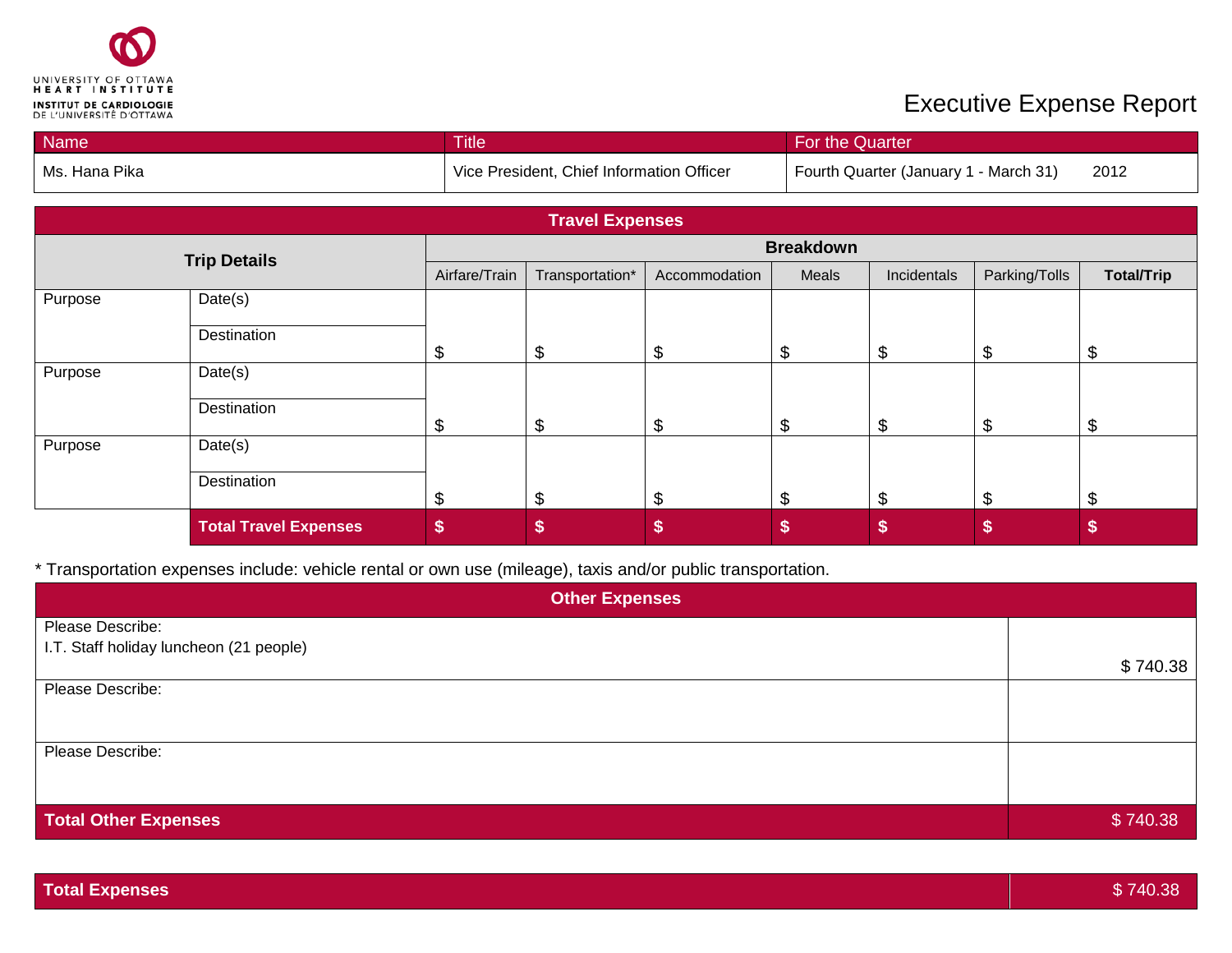UNIVERSITY OF OTTAWA HEART INSTITUTE
INSTITUT DE CARDIOLOGIE DE L'UNIVERSITÉ D'OTTAWA

# Executive Expense Report

| Name | Title | For the Quarter |
|---|---|---|
| Ms. Hana Pika | Vice President, Chief Information Officer | Fourth Quarter (January 1 - March 31) 2012 |

## Travel Expenses

| Trip Details | | Breakdown | | | | | | |
|---|---|---|---|---|---|---|---|---|
| | | Airfare/Train | Transportation* | Accommodation | Meals | Incidentals | Parking/Tolls | **Total/Trip** |
| Purpose | Date(s) / Destination | $ | $ | $ | $ | $ | $ | $ |
| Purpose | Date(s) / Destination | $ | $ | $ | $ | $ | $ | $ |
| Purpose | Date(s) / Destination | $ | $ | $ | $ | $ | $ | $ |
| | **Total Travel Expenses** | **$** | **$** | **$** | **$** | **$** | **$** | **$** |

* Transportation expenses include: vehicle rental or own use (mileage), taxis and/or public transportation.

## Other Expenses

| Description | Amount |
|---|---|
| Please Describe: I.T. Staff holiday luncheon (21 people) | $ 740.38 |
| Please Describe: | |
| Please Describe: | |
| **Total Other Expenses** | $ 740.38 |

| **Total Expenses** | $ 740.38 |
|---|---|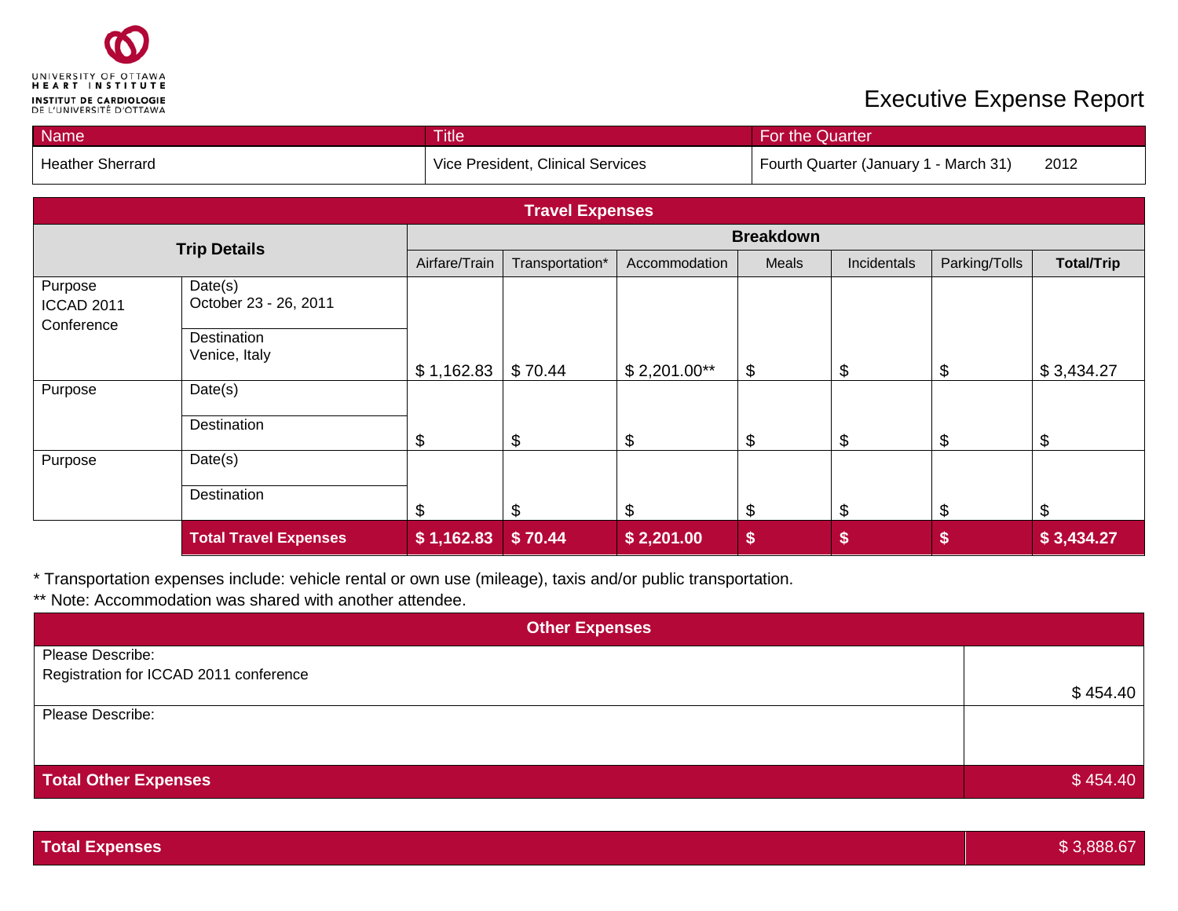UNIVERSITY OF OTTAWA HEART INSTITUTE
INSTITUT DE CARDIOLOGIE DE L'UNIVERSITÉ D'OTTAWA

# Executive Expense Report

| Name | Title | For the Quarter |
|---|---|---|
| Heather Sherrard | Vice President, Clinical Services | Fourth Quarter (January 1 - March 31) 2012 |

## Travel Expenses

| Trip Details | | Breakdown | | | | | | |
|---|---|---|---|---|---|---|---|---|
| | | Airfare/Train | Transportation* | Accommodation | Meals | Incidentals | Parking/Tolls | **Total/Trip** |
| Purpose ICCAD 2011 Conference | Date(s) October 23 - 26, 2011; Destination Venice, Italy | $ 1,162.83 | $ 70.44 | $ 2,201.00** | $ | $ | $ | $ 3,434.27 |
| Purpose | Date(s); Destination | $ | $ | $ | $ | $ | $ | $ |
| Purpose | Date(s); Destination | $ | $ | $ | $ | $ | $ | $ |
| | **Total Travel Expenses** | **$ 1,162.83** | **$ 70.44** | **$ 2,201.00** | **$** | **$** | **$** | **$ 3,434.27** |

* Transportation expenses include: vehicle rental or own use (mileage), taxis and/or public transportation.

** Note: Accommodation was shared with another attendee.

## Other Expenses

| | |
|---|---|
| Please Describe: Registration for ICCAD 2011 conference | $ 454.40 |
| Please Describe: | |
| **Total Other Expenses** | $ 454.40 |

| | |
|---|---|
| **Total Expenses** | $ 3,888.67 |